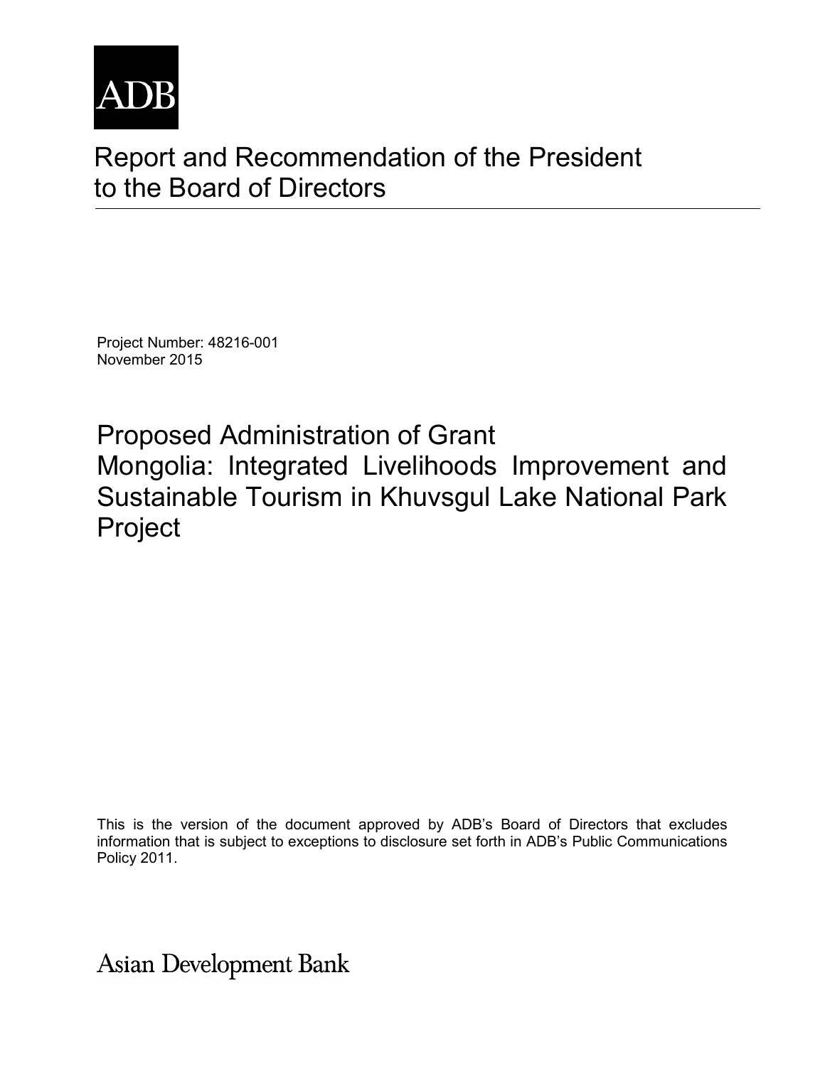ADB

# Report and Recommendation of the President to the Board of Directors

Project Number: 48216-001
November 2015

## Proposed Administration of Grant
## Mongolia: Integrated Livelihoods Improvement and Sustainable Tourism in Khuvsgul Lake National Park Project

This is the version of the document approved by ADB's Board of Directors that excludes information that is subject to exceptions to disclosure set forth in ADB's Public Communications Policy 2011.

Asian Development Bank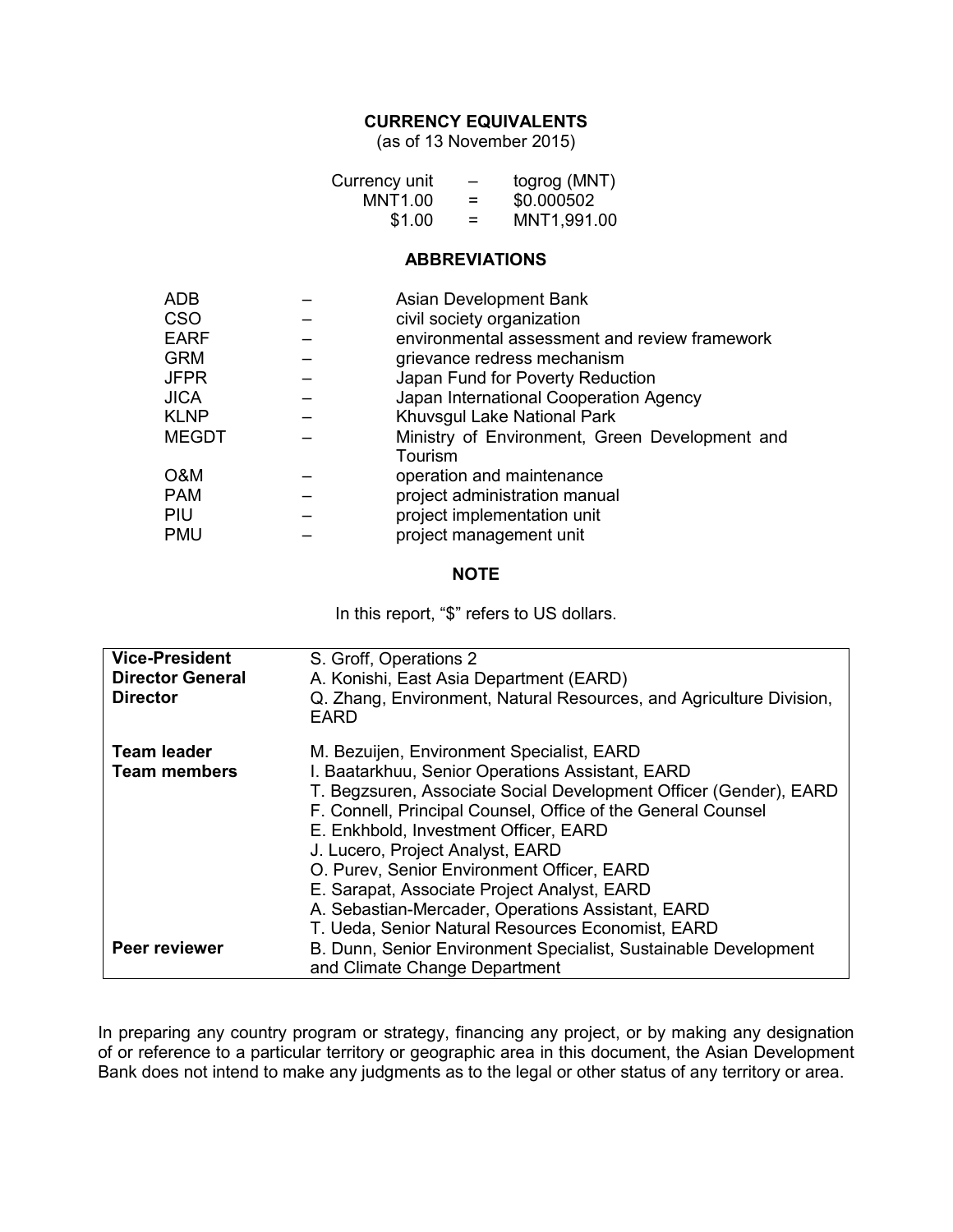## CURRENCY EQUIVALENTS

(as of 13 November 2015)

| | | |
|---|---|---|
| Currency unit | – | togrog (MNT) |
| MNT1.00 | = | $0.000502 |
| $1.00 | = | MNT1,991.00 |

## ABBREVIATIONS

| | | |
|---|---|---|
| ADB | – | Asian Development Bank |
| CSO | – | civil society organization |
| EARF | – | environmental assessment and review framework |
| GRM | – | grievance redress mechanism |
| JFPR | – | Japan Fund for Poverty Reduction |
| JICA | – | Japan International Cooperation Agency |
| KLNP | – | Khuvsgul Lake National Park |
| MEGDT | – | Ministry of Environment, Green Development and Tourism |
| O&M | – | operation and maintenance |
| PAM | – | project administration manual |
| PIU | – | project implementation unit |
| PMU | – | project management unit |

## NOTE

In this report, "$" refers to US dollars.

| | |
|---|---|
| **Vice-President** | S. Groff, Operations 2 |
| **Director General** | A. Konishi, East Asia Department (EARD) |
| **Director** | Q. Zhang, Environment, Natural Resources, and Agriculture Division, EARD |
| **Team leader** | M. Bezuijen, Environment Specialist, EARD |
| **Team members** | I. Baatarkhuu, Senior Operations Assistant, EARD |
| | T. Begzsuren, Associate Social Development Officer (Gender), EARD |
| | F. Connell, Principal Counsel, Office of the General Counsel |
| | E. Enkhbold, Investment Officer, EARD |
| | J. Lucero, Project Analyst, EARD |
| | O. Purev, Senior Environment Officer, EARD |
| | E. Sarapat, Associate Project Analyst, EARD |
| | A. Sebastian-Mercader, Operations Assistant, EARD |
| | T. Ueda, Senior Natural Resources Economist, EARD |
| **Peer reviewer** | B. Dunn, Senior Environment Specialist, Sustainable Development and Climate Change Department |

In preparing any country program or strategy, financing any project, or by making any designation of or reference to a particular territory or geographic area in this document, the Asian Development Bank does not intend to make any judgments as to the legal or other status of any territory or area.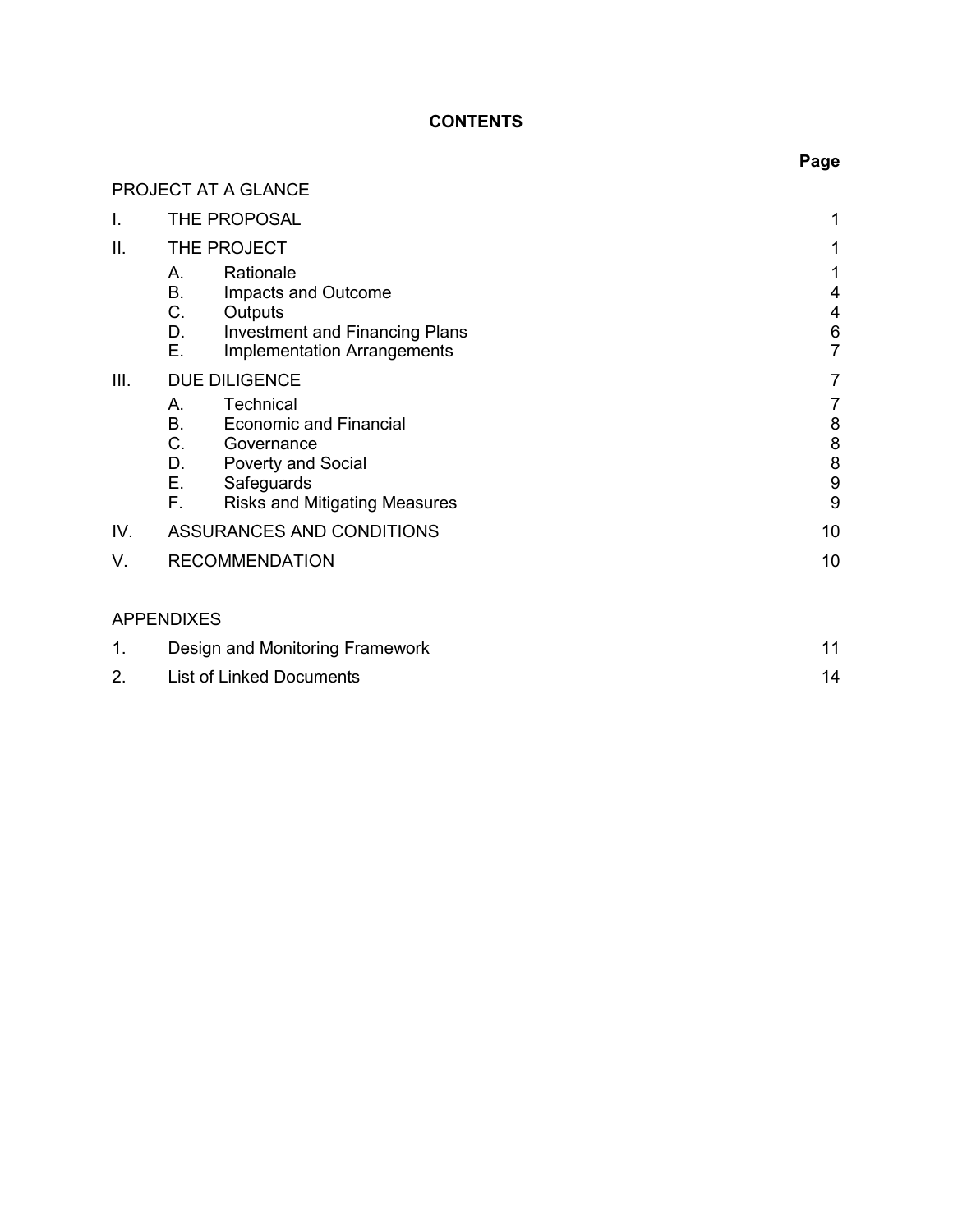# CONTENTS

| | | Page |
|---|---|---|
| PROJECT AT A GLANCE | | |
| I. | THE PROPOSAL | 1 |
| II. | THE PROJECT | 1 |
| | A. Rationale | 1 |
| | B. Impacts and Outcome | 4 |
| | C. Outputs | 4 |
| | D. Investment and Financing Plans | 6 |
| | E. Implementation Arrangements | 7 |
| III. | DUE DILIGENCE | 7 |
| | A. Technical | 7 |
| | B. Economic and Financial | 8 |
| | C. Governance | 8 |
| | D. Poverty and Social | 8 |
| | E. Safeguards | 9 |
| | F. Risks and Mitigating Measures | 9 |
| IV. | ASSURANCES AND CONDITIONS | 10 |
| V. | RECOMMENDATION | 10 |

APPENDIXES

| | | |
|---|---|---|
| 1. | Design and Monitoring Framework | 11 |
| 2. | List of Linked Documents | 14 |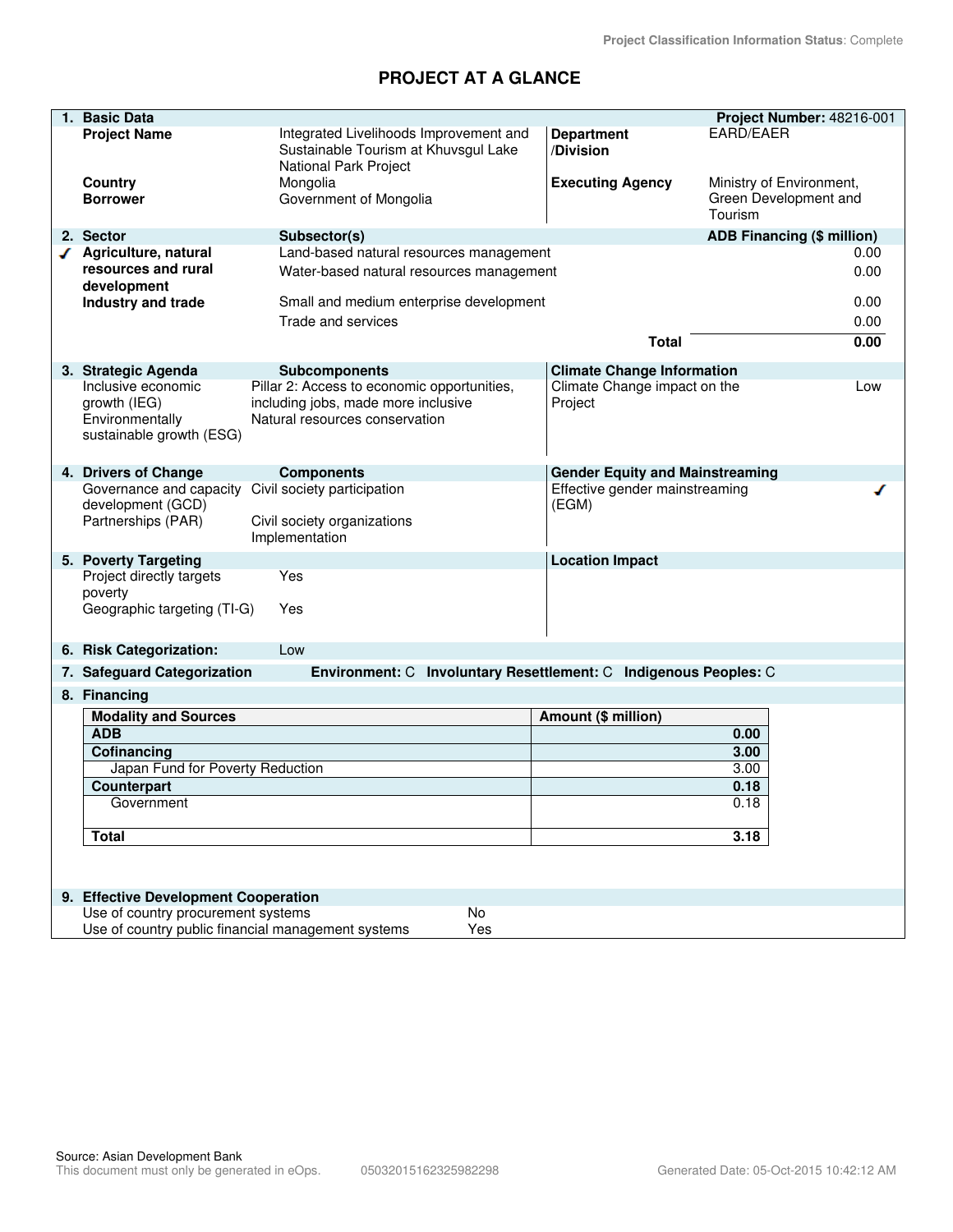Project Classification Information Status: Complete

# PROJECT AT A GLANCE

## 1. Basic Data

**Project Number:** 48216-001

| | | | |
|---|---|---|---|
| **Project Name** | Integrated Livelihoods Improvement and Sustainable Tourism at Khuvsgul Lake National Park Project | **Department /Division** | EARD/EAER |
| **Country** | Mongolia | **Executing Agency** | Ministry of Environment, Green Development and Tourism |
| **Borrower** | Government of Mongolia | | |

## 2. Sector

| Sector | Subsector(s) | ADB Financing ($ million) |
|---|---|---|
| ✓ **Agriculture, natural resources and rural development** | Land-based natural resources management | 0.00 |
| | Water-based natural resources management | 0.00 |
| **Industry and trade** | Small and medium enterprise development | 0.00 |
| | Trade and services | 0.00 |
| | **Total** | **0.00** |

## 3. Strategic Agenda

| Strategic Agenda | Subcomponents |
|---|---|
| Inclusive economic growth (IEG) | Pillar 2: Access to economic opportunities, including jobs, made more inclusive |
| Environmentally sustainable growth (ESG) | Natural resources conservation |

**Climate Change Information**

| | |
|---|---|
| Climate Change impact on the Project | Low |

## 4. Drivers of Change

| Drivers of Change | Components |
|---|---|
| Governance and capacity development (GCD) | Civil society participation |
| Partnerships (PAR) | Civil society organizations Implementation |

**Gender Equity and Mainstreaming**

| | |
|---|---|
| Effective gender mainstreaming (EGM) | ✓ |

## 5. Poverty Targeting

| | |
|---|---|
| Project directly targets poverty | Yes |
| Geographic targeting (TI-G) | Yes |

**Location Impact**

## 6. Risk Categorization: Low

## 7. Safeguard Categorization

**Environment:** C **Involuntary Resettlement:** C **Indigenous Peoples:** C

## 8. Financing

| Modality and Sources | Amount ($ million) |
|---|---|
| **ADB** | **0.00** |
| **Cofinancing** | **3.00** |
| Japan Fund for Poverty Reduction | 3.00 |
| **Counterpart** | **0.18** |
| Government | 0.18 |
| **Total** | **3.18** |

## 9. Effective Development Cooperation

| | |
|---|---|
| Use of country procurement systems | No |
| Use of country public financial management systems | Yes |

Source: Asian Development Bank

This document must only be generated in eOps. 05032015162325982298 Generated Date: 05-Oct-2015 10:42:12 AM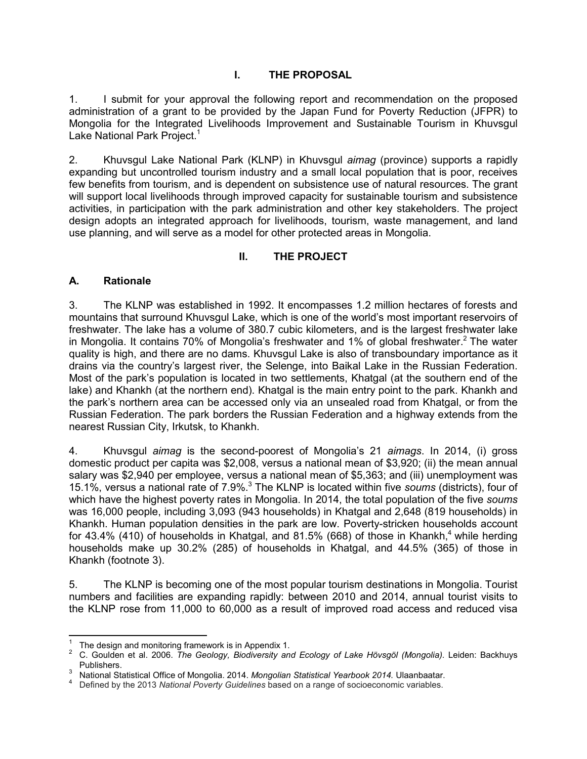# I. THE PROPOSAL

1. I submit for your approval the following report and recommendation on the proposed administration of a grant to be provided by the Japan Fund for Poverty Reduction (JFPR) to Mongolia for the Integrated Livelihoods Improvement and Sustainable Tourism in Khuvsgul Lake National Park Project.[1]

2. Khuvsgul Lake National Park (KLNP) in Khuvsgul *aimag* (province) supports a rapidly expanding but uncontrolled tourism industry and a small local population that is poor, receives few benefits from tourism, and is dependent on subsistence use of natural resources. The grant will support local livelihoods through improved capacity for sustainable tourism and subsistence activities, in participation with the park administration and other key stakeholders. The project design adopts an integrated approach for livelihoods, tourism, waste management, and land use planning, and will serve as a model for other protected areas in Mongolia.

# II. THE PROJECT

## A. Rationale

3. The KLNP was established in 1992. It encompasses 1.2 million hectares of forests and mountains that surround Khuvsgul Lake, which is one of the world's most important reservoirs of freshwater. The lake has a volume of 380.7 cubic kilometers, and is the largest freshwater lake in Mongolia. It contains 70% of Mongolia's freshwater and 1% of global freshwater.[2] The water quality is high, and there are no dams. Khuvsgul Lake is also of transboundary importance as it drains via the country's largest river, the Selenge, into Baikal Lake in the Russian Federation. Most of the park's population is located in two settlements, Khatgal (at the southern end of the lake) and Khankh (at the northern end). Khatgal is the main entry point to the park. Khankh and the park's northern area can be accessed only via an unsealed road from Khatgal, or from the Russian Federation. The park borders the Russian Federation and a highway extends from the nearest Russian City, Irkutsk, to Khankh.

4. Khuvsgul *aimag* is the second-poorest of Mongolia's 21 *aimags*. In 2014, (i) gross domestic product per capita was $2,008, versus a national mean of $3,920; (ii) the mean annual salary was $2,940 per employee, versus a national mean of $5,363; and (iii) unemployment was 15.1%, versus a national rate of 7.9%.[3] The KLNP is located within five *soums* (districts), four of which have the highest poverty rates in Mongolia. In 2014, the total population of the five *soums* was 16,000 people, including 3,093 (943 households) in Khatgal and 2,648 (819 households) in Khankh. Human population densities in the park are low. Poverty-stricken households account for 43.4% (410) of households in Khatgal, and 81.5% (668) of those in Khankh,[4] while herding households make up 30.2% (285) of households in Khatgal, and 44.5% (365) of those in Khankh (footnote 3).

5. The KLNP is becoming one of the most popular tourism destinations in Mongolia. Tourist numbers and facilities are expanding rapidly: between 2010 and 2014, annual tourist visits to the KLNP rose from 11,000 to 60,000 as a result of improved road access and reduced visa

---

[1] The design and monitoring framework is in Appendix 1.

[2] C. Goulden et al. 2006. *The Geology, Biodiversity and Ecology of Lake Hövsgöl (Mongolia).* Leiden: Backhuys Publishers.

[3] National Statistical Office of Mongolia. 2014. *Mongolian Statistical Yearbook 2014.* Ulaanbaatar.

[4] Defined by the 2013 *National Poverty Guidelines* based on a range of socioeconomic variables.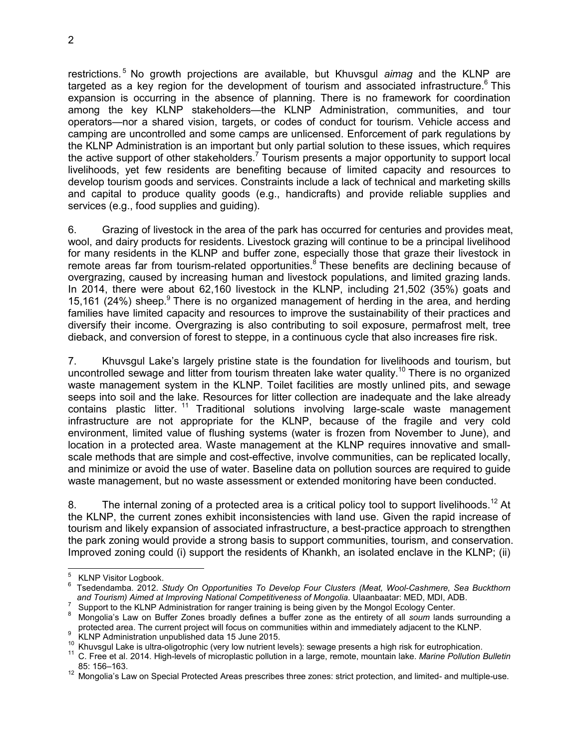restrictions.[5] No growth projections are available, but Khuvsgul *aimag* and the KLNP are targeted as a key region for the development of tourism and associated infrastructure.[6] This expansion is occurring in the absence of planning. There is no framework for coordination among the key KLNP stakeholders—the KLNP Administration, communities, and tour operators—nor a shared vision, targets, or codes of conduct for tourism. Vehicle access and camping are uncontrolled and some camps are unlicensed. Enforcement of park regulations by the KLNP Administration is an important but only partial solution to these issues, which requires the active support of other stakeholders.[7] Tourism presents a major opportunity to support local livelihoods, yet few residents are benefiting because of limited capacity and resources to develop tourism goods and services. Constraints include a lack of technical and marketing skills and capital to produce quality goods (e.g., handicrafts) and provide reliable supplies and services (e.g., food supplies and guiding).

6. Grazing of livestock in the area of the park has occurred for centuries and provides meat, wool, and dairy products for residents. Livestock grazing will continue to be a principal livelihood for many residents in the KLNP and buffer zone, especially those that graze their livestock in remote areas far from tourism-related opportunities.[8] These benefits are declining because of overgrazing, caused by increasing human and livestock populations, and limited grazing lands. In 2014, there were about 62,160 livestock in the KLNP, including 21,502 (35%) goats and 15,161 (24%) sheep.[9] There is no organized management of herding in the area, and herding families have limited capacity and resources to improve the sustainability of their practices and diversify their income. Overgrazing is also contributing to soil exposure, permafrost melt, tree dieback, and conversion of forest to steppe, in a continuous cycle that also increases fire risk.

7. Khuvsgul Lake's largely pristine state is the foundation for livelihoods and tourism, but uncontrolled sewage and litter from tourism threaten lake water quality.[10] There is no organized waste management system in the KLNP. Toilet facilities are mostly unlined pits, and sewage seeps into soil and the lake. Resources for litter collection are inadequate and the lake already contains plastic litter.[11] Traditional solutions involving large-scale waste management infrastructure are not appropriate for the KLNP, because of the fragile and very cold environment, limited value of flushing systems (water is frozen from November to June), and location in a protected area. Waste management at the KLNP requires innovative and small-scale methods that are simple and cost-effective, involve communities, can be replicated locally, and minimize or avoid the use of water. Baseline data on pollution sources are required to guide waste management, but no waste assessment or extended monitoring have been conducted.

8. The internal zoning of a protected area is a critical policy tool to support livelihoods.[12] At the KLNP, the current zones exhibit inconsistencies with land use. Given the rapid increase of tourism and likely expansion of associated infrastructure, a best-practice approach to strengthen the park zoning would provide a strong basis to support communities, tourism, and conservation. Improved zoning could (i) support the residents of Khankh, an isolated enclave in the KLNP; (ii)

---

[5] KLNP Visitor Logbook.

[6] Tsedendamba. 2012. *Study On Opportunities To Develop Four Clusters (Meat, Wool-Cashmere, Sea Buckthorn and Tourism) Aimed at Improving National Competitiveness of Mongolia.* Ulaanbaatar: MED, MDI, ADB.

[7] Support to the KLNP Administration for ranger training is being given by the Mongol Ecology Center.

[8] Mongolia's Law on Buffer Zones broadly defines a buffer zone as the entirety of all *soum* lands surrounding a protected area. The current project will focus on communities within and immediately adjacent to the KLNP.

[9] KLNP Administration unpublished data 15 June 2015.

[10] Khuvsgul Lake is ultra-oligotrophic (very low nutrient levels): sewage presents a high risk for eutrophication.

[11] C. Free et al. 2014. High-levels of microplastic pollution in a large, remote, mountain lake. *Marine Pollution Bulletin* 85: 156–163.

[12] Mongolia's Law on Special Protected Areas prescribes three zones: strict protection, and limited- and multiple-use.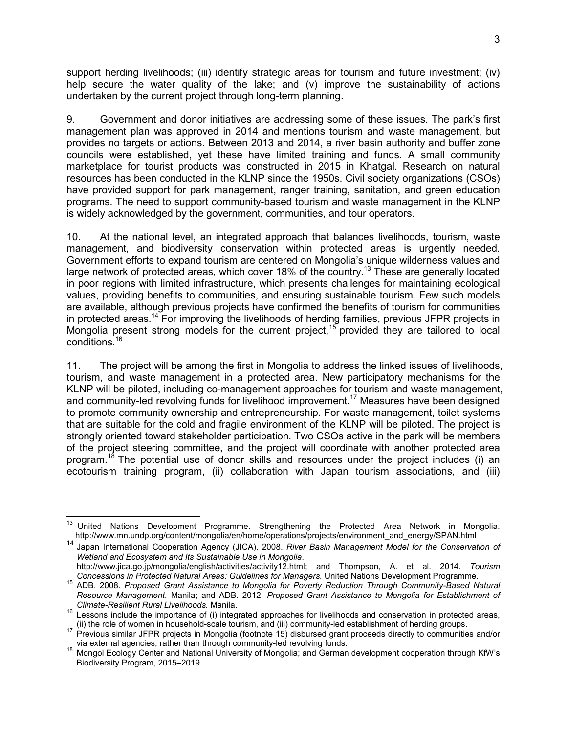support herding livelihoods; (iii) identify strategic areas for tourism and future investment; (iv) help secure the water quality of the lake; and (v) improve the sustainability of actions undertaken by the current project through long-term planning.

9. Government and donor initiatives are addressing some of these issues. The park's first management plan was approved in 2014 and mentions tourism and waste management, but provides no targets or actions. Between 2013 and 2014, a river basin authority and buffer zone councils were established, yet these have limited training and funds. A small community marketplace for tourist products was constructed in 2015 in Khatgal. Research on natural resources has been conducted in the KLNP since the 1950s. Civil society organizations (CSOs) have provided support for park management, ranger training, sanitation, and green education programs. The need to support community-based tourism and waste management in the KLNP is widely acknowledged by the government, communities, and tour operators.

10. At the national level, an integrated approach that balances livelihoods, tourism, waste management, and biodiversity conservation within protected areas is urgently needed. Government efforts to expand tourism are centered on Mongolia's unique wilderness values and large network of protected areas, which cover 18% of the country.[13] These are generally located in poor regions with limited infrastructure, which presents challenges for maintaining ecological values, providing benefits to communities, and ensuring sustainable tourism. Few such models are available, although previous projects have confirmed the benefits of tourism for communities in protected areas.[14] For improving the livelihoods of herding families, previous JFPR projects in Mongolia present strong models for the current project,[15] provided they are tailored to local conditions.[16]

11. The project will be among the first in Mongolia to address the linked issues of livelihoods, tourism, and waste management in a protected area. New participatory mechanisms for the KLNP will be piloted, including co-management approaches for tourism and waste management, and community-led revolving funds for livelihood improvement.[17] Measures have been designed to promote community ownership and entrepreneurship. For waste management, toilet systems that are suitable for the cold and fragile environment of the KLNP will be piloted. The project is strongly oriented toward stakeholder participation. Two CSOs active in the park will be members of the project steering committee, and the project will coordinate with another protected area program.[18] The potential use of donor skills and resources under the project includes (i) an ecotourism training program, (ii) collaboration with Japan tourism associations, and (iii)

---

[13] United Nations Development Programme. Strengthening the Protected Area Network in Mongolia. http://www.mn.undp.org/content/mongolia/en/home/operations/projects/environment_and_energy/SPAN.html

[14] Japan International Cooperation Agency (JICA). 2008. *River Basin Management Model for the Conservation of Wetland and Ecosystem and Its Sustainable Use in Mongolia*. http://www.jica.go.jp/mongolia/english/activities/activity12.html; and Thompson, A. et al. 2014. *Tourism Concessions in Protected Natural Areas: Guidelines for Managers.* United Nations Development Programme.

[15] ADB. 2008. *Proposed Grant Assistance to Mongolia for Poverty Reduction Through Community-Based Natural Resource Management.* Manila; and ADB. 2012. *Proposed Grant Assistance to Mongolia for Establishment of Climate-Resilient Rural Livelihoods.* Manila.

[16] Lessons include the importance of (i) integrated approaches for livelihoods and conservation in protected areas, (ii) the role of women in household-scale tourism, and (iii) community-led establishment of herding groups.

[17] Previous similar JFPR projects in Mongolia (footnote 15) disbursed grant proceeds directly to communities and/or via external agencies, rather than through community-led revolving funds.

[18] Mongol Ecology Center and National University of Mongolia; and German development cooperation through KfW's Biodiversity Program, 2015–2019.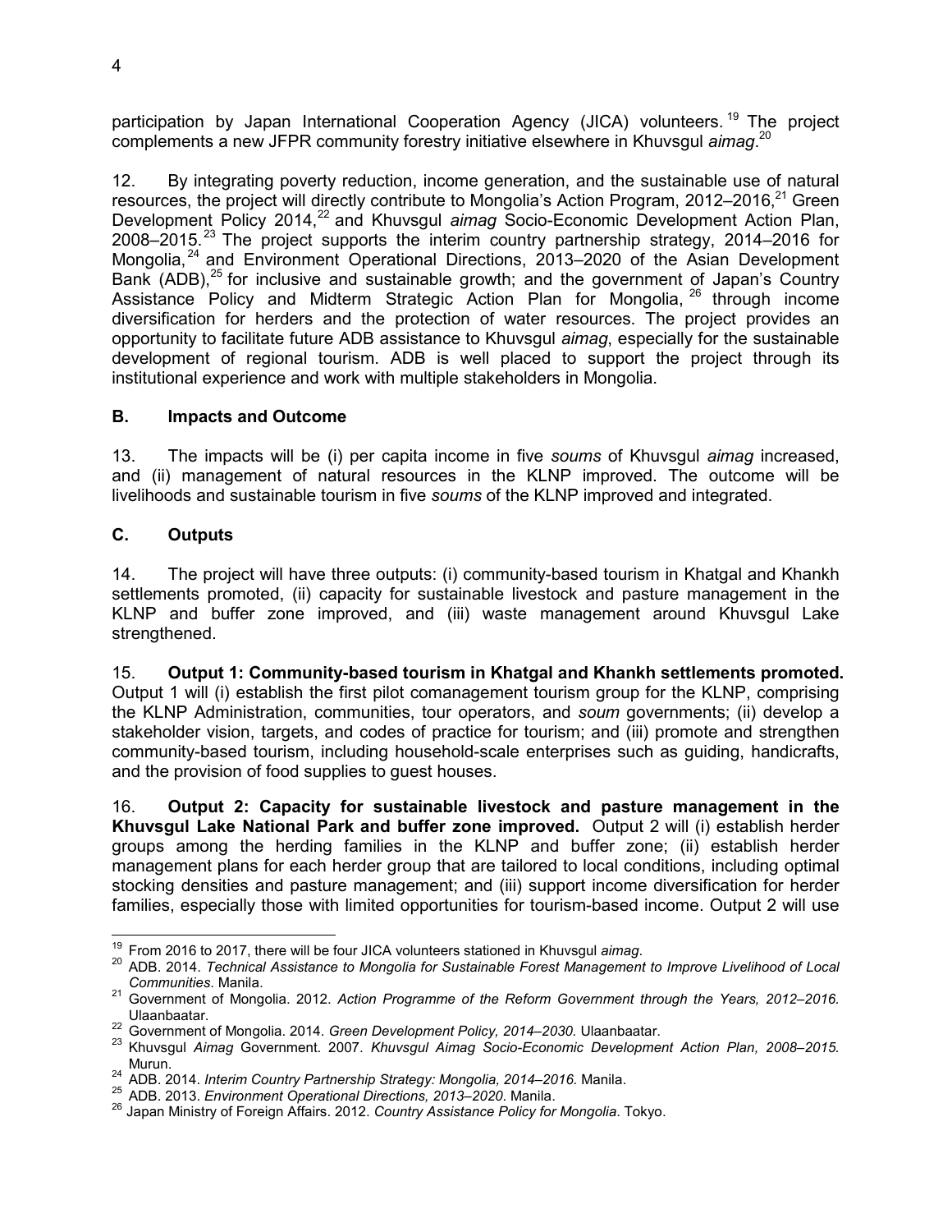participation by Japan International Cooperation Agency (JICA) volunteers.[19] The project complements a new JFPR community forestry initiative elsewhere in Khuvsgul *aimag*.[20]

12. By integrating poverty reduction, income generation, and the sustainable use of natural resources, the project will directly contribute to Mongolia's Action Program, 2012–2016,[21] Green Development Policy 2014,[22] and Khuvsgul *aimag* Socio-Economic Development Action Plan, 2008–2015.[23] The project supports the interim country partnership strategy, 2014–2016 for Mongolia,[24] and Environment Operational Directions, 2013–2020 of the Asian Development Bank (ADB),[25] for inclusive and sustainable growth; and the government of Japan's Country Assistance Policy and Midterm Strategic Action Plan for Mongolia,[26] through income diversification for herders and the protection of water resources. The project provides an opportunity to facilitate future ADB assistance to Khuvsgul *aimag*, especially for the sustainable development of regional tourism. ADB is well placed to support the project through its institutional experience and work with multiple stakeholders in Mongolia.

## B. Impacts and Outcome

13. The impacts will be (i) per capita income in five *soums* of Khuvsgul *aimag* increased, and (ii) management of natural resources in the KLNP improved. The outcome will be livelihoods and sustainable tourism in five *soums* of the KLNP improved and integrated.

## C. Outputs

14. The project will have three outputs: (i) community-based tourism in Khatgal and Khankh settlements promoted, (ii) capacity for sustainable livestock and pasture management in the KLNP and buffer zone improved, and (iii) waste management around Khuvsgul Lake strengthened.

15. **Output 1: Community-based tourism in Khatgal and Khankh settlements promoted.** Output 1 will (i) establish the first pilot comanagement tourism group for the KLNP, comprising the KLNP Administration, communities, tour operators, and *soum* governments; (ii) develop a stakeholder vision, targets, and codes of practice for tourism; and (iii) promote and strengthen community-based tourism, including household-scale enterprises such as guiding, handicrafts, and the provision of food supplies to guest houses.

16. **Output 2: Capacity for sustainable livestock and pasture management in the Khuvsgul Lake National Park and buffer zone improved.** Output 2 will (i) establish herder groups among the herding families in the KLNP and buffer zone; (ii) establish herder management plans for each herder group that are tailored to local conditions, including optimal stocking densities and pasture management; and (iii) support income diversification for herder families, especially those with limited opportunities for tourism-based income. Output 2 will use

---

[19] From 2016 to 2017, there will be four JICA volunteers stationed in Khuvsgul *aimag*.

[20] ADB. 2014. *Technical Assistance to Mongolia for Sustainable Forest Management to Improve Livelihood of Local Communities*. Manila.

[21] Government of Mongolia. 2012. *Action Programme of the Reform Government through the Years, 2012–2016.* Ulaanbaatar.

[22] Government of Mongolia. 2014. *Green Development Policy, 2014–2030.* Ulaanbaatar.

[23] Khuvsgul *Aimag* Government. 2007. *Khuvsgul Aimag Socio-Economic Development Action Plan, 2008–2015.* Murun.

[24] ADB. 2014. *Interim Country Partnership Strategy: Mongolia, 2014–2016.* Manila.

[25] ADB. 2013. *Environment Operational Directions, 2013–2020*. Manila.

[26] Japan Ministry of Foreign Affairs. 2012. *Country Assistance Policy for Mongolia*. Tokyo.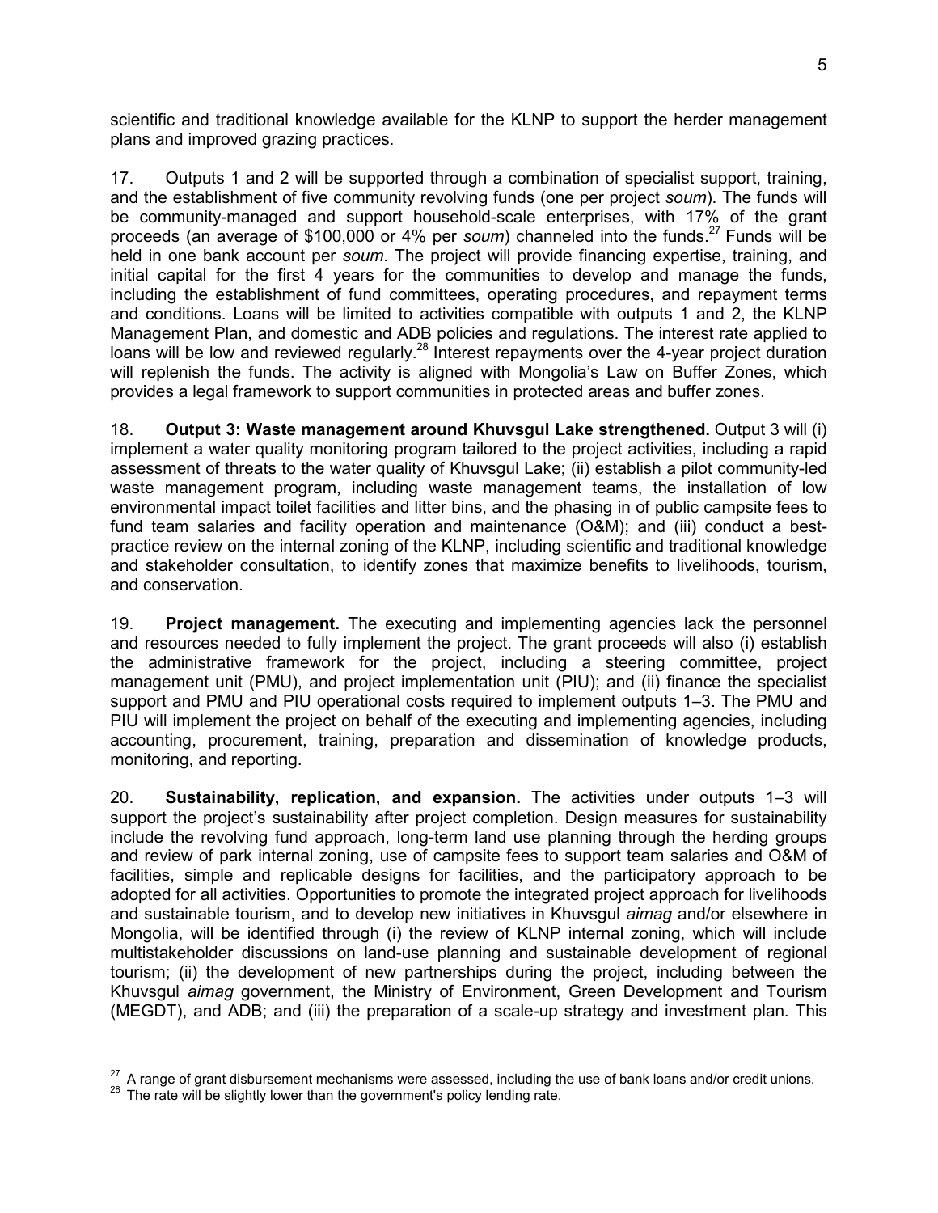scientific and traditional knowledge available for the KLNP to support the herder management plans and improved grazing practices.

17. Outputs 1 and 2 will be supported through a combination of specialist support, training, and the establishment of five community revolving funds (one per project *soum*). The funds will be community-managed and support household-scale enterprises, with 17% of the grant proceeds (an average of \$100,000 or 4% per *soum*) channeled into the funds.[27] Funds will be held in one bank account per *soum*. The project will provide financing expertise, training, and initial capital for the first 4 years for the communities to develop and manage the funds, including the establishment of fund committees, operating procedures, and repayment terms and conditions. Loans will be limited to activities compatible with outputs 1 and 2, the KLNP Management Plan, and domestic and ADB policies and regulations. The interest rate applied to loans will be low and reviewed regularly.[28] Interest repayments over the 4-year project duration will replenish the funds. The activity is aligned with Mongolia's Law on Buffer Zones, which provides a legal framework to support communities in protected areas and buffer zones.

18. **Output 3: Waste management around Khuvsgul Lake strengthened.** Output 3 will (i) implement a water quality monitoring program tailored to the project activities, including a rapid assessment of threats to the water quality of Khuvsgul Lake; (ii) establish a pilot community-led waste management program, including waste management teams, the installation of low environmental impact toilet facilities and litter bins, and the phasing in of public campsite fees to fund team salaries and facility operation and maintenance (O&M); and (iii) conduct a best-practice review on the internal zoning of the KLNP, including scientific and traditional knowledge and stakeholder consultation, to identify zones that maximize benefits to livelihoods, tourism, and conservation.

19. **Project management.** The executing and implementing agencies lack the personnel and resources needed to fully implement the project. The grant proceeds will also (i) establish the administrative framework for the project, including a steering committee, project management unit (PMU), and project implementation unit (PIU); and (ii) finance the specialist support and PMU and PIU operational costs required to implement outputs 1–3. The PMU and PIU will implement the project on behalf of the executing and implementing agencies, including accounting, procurement, training, preparation and dissemination of knowledge products, monitoring, and reporting.

20. **Sustainability, replication, and expansion.** The activities under outputs 1–3 will support the project's sustainability after project completion. Design measures for sustainability include the revolving fund approach, long-term land use planning through the herding groups and review of park internal zoning, use of campsite fees to support team salaries and O&M of facilities, simple and replicable designs for facilities, and the participatory approach to be adopted for all activities. Opportunities to promote the integrated project approach for livelihoods and sustainable tourism, and to develop new initiatives in Khuvsgul *aimag* and/or elsewhere in Mongolia, will be identified through (i) the review of KLNP internal zoning, which will include multistakeholder discussions on land-use planning and sustainable development of regional tourism; (ii) the development of new partnerships during the project, including between the Khuvsgul *aimag* government, the Ministry of Environment, Green Development and Tourism (MEGDT), and ADB; and (iii) the preparation of a scale-up strategy and investment plan. This

[27] A range of grant disbursement mechanisms were assessed, including the use of bank loans and/or credit unions.

[28] The rate will be slightly lower than the government's policy lending rate.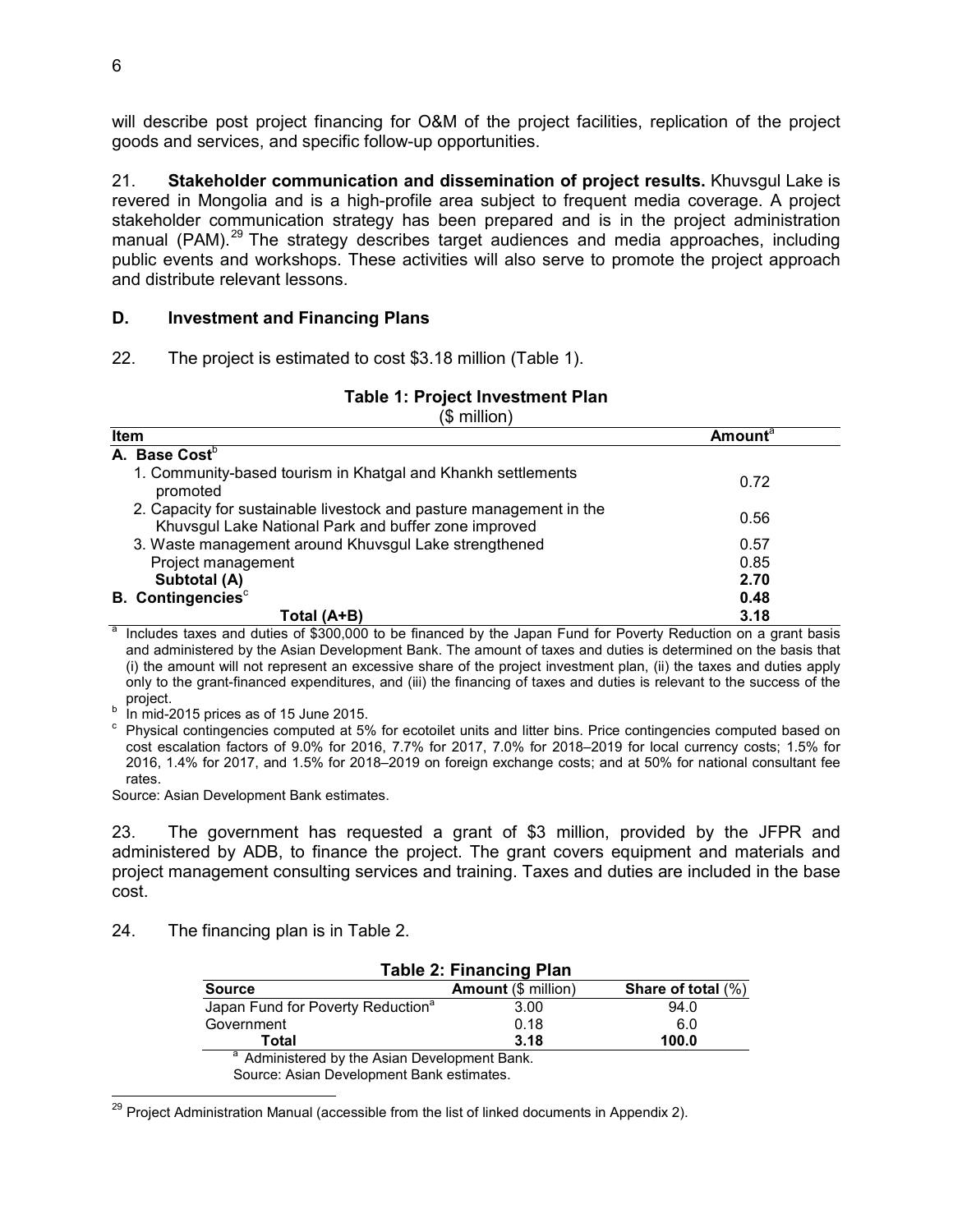will describe post project financing for O&M of the project facilities, replication of the project goods and services, and specific follow-up opportunities.

21. **Stakeholder communication and dissemination of project results.** Khuvsgul Lake is revered in Mongolia and is a high-profile area subject to frequent media coverage. A project stakeholder communication strategy has been prepared and is in the project administration manual (PAM).[29] The strategy describes target audiences and media approaches, including public events and workshops. These activities will also serve to promote the project approach and distribute relevant lessons.

### D. Investment and Financing Plans

22. The project is estimated to cost $3.18 million (Table 1).

**Table 1: Project Investment Plan**
($ million)

| Item | Amount[a] |
|---|---|
| **A. Base Cost**[b] | |
| 1. Community-based tourism in Khatgal and Khankh settlements promoted | 0.72 |
| 2. Capacity for sustainable livestock and pasture management in the Khuvsgul Lake National Park and buffer zone improved | 0.56 |
| 3. Waste management around Khuvsgul Lake strengthened | 0.57 |
| Project management | 0.85 |
| **Subtotal (A)** | **2.70** |
| **B. Contingencies**[c] | **0.48** |
| **Total (A+B)** | **3.18** |

[a] Includes taxes and duties of $300,000 to be financed by the Japan Fund for Poverty Reduction on a grant basis and administered by the Asian Development Bank. The amount of taxes and duties is determined on the basis that (i) the amount will not represent an excessive share of the project investment plan, (ii) the taxes and duties apply only to the grant-financed expenditures, and (iii) the financing of taxes and duties is relevant to the success of the project.

[b] In mid-2015 prices as of 15 June 2015.

[c] Physical contingencies computed at 5% for ecotoilet units and litter bins. Price contingencies computed based on cost escalation factors of 9.0% for 2016, 7.7% for 2017, 7.0% for 2018–2019 for local currency costs; 1.5% for 2016, 1.4% for 2017, and 1.5% for 2018–2019 on foreign exchange costs; and at 50% for national consultant fee rates.

Source: Asian Development Bank estimates.

23. The government has requested a grant of $3 million, provided by the JFPR and administered by ADB, to finance the project. The grant covers equipment and materials and project management consulting services and training. Taxes and duties are included in the base cost.

24. The financing plan is in Table 2.

**Table 2: Financing Plan**

| Source | Amount ($ million) | Share of total (%) |
|---|---|---|
| Japan Fund for Poverty Reduction[a] | 3.00 | 94.0 |
| Government | 0.18 | 6.0 |
| **Total** | **3.18** | **100.0** |

[a] Administered by the Asian Development Bank.

Source: Asian Development Bank estimates.

[29] Project Administration Manual (accessible from the list of linked documents in Appendix 2).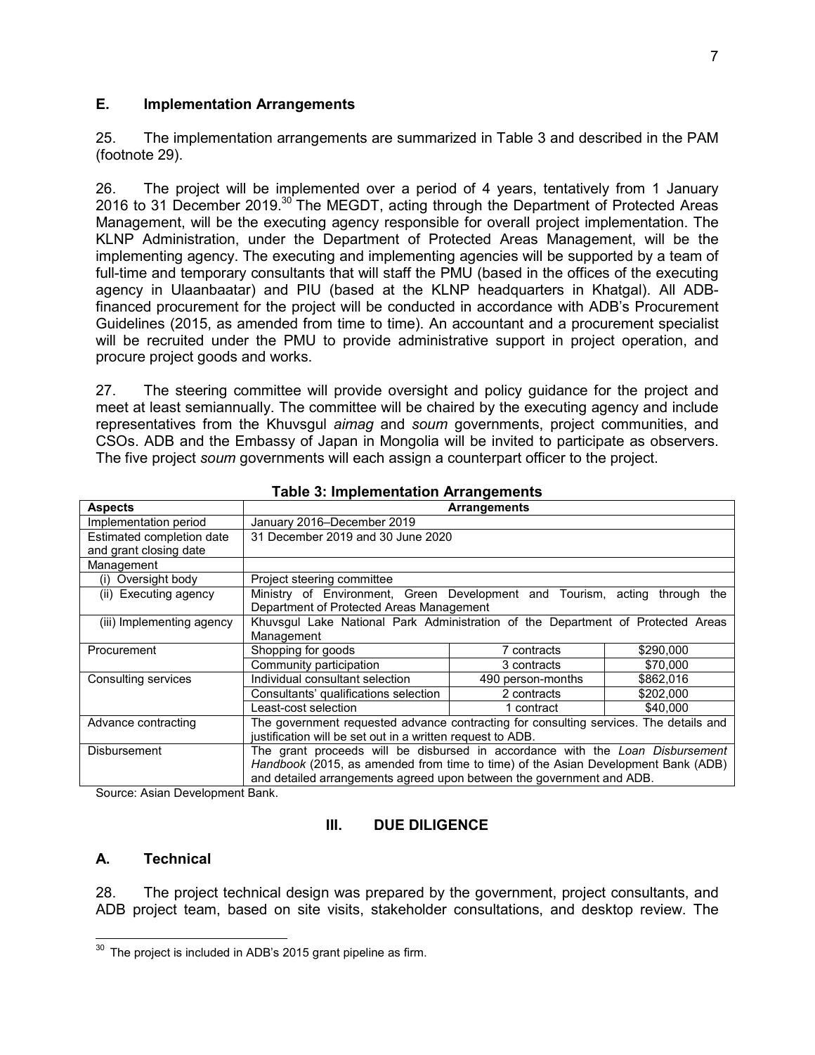### E. Implementation Arrangements

25. The implementation arrangements are summarized in Table 3 and described in the PAM (footnote 29).

26. The project will be implemented over a period of 4 years, tentatively from 1 January 2016 to 31 December 2019.[30] The MEGDT, acting through the Department of Protected Areas Management, will be the executing agency responsible for overall project implementation. The KLNP Administration, under the Department of Protected Areas Management, will be the implementing agency. The executing and implementing agencies will be supported by a team of full-time and temporary consultants that will staff the PMU (based in the offices of the executing agency in Ulaanbaatar) and PIU (based at the KLNP headquarters in Khatgal). All ADB-financed procurement for the project will be conducted in accordance with ADB's Procurement Guidelines (2015, as amended from time to time). An accountant and a procurement specialist will be recruited under the PMU to provide administrative support in project operation, and procure project goods and works.

27. The steering committee will provide oversight and policy guidance for the project and meet at least semiannually. The committee will be chaired by the executing agency and include representatives from the Khuvsgul *aimag* and *soum* governments, project communities, and CSOs. ADB and the Embassy of Japan in Mongolia will be invited to participate as observers. The five project *soum* governments will each assign a counterpart officer to the project.

**Table 3: Implementation Arrangements**

| Aspects | Arrangements | | |
|---|---|---|---|
| Implementation period | January 2016–December 2019 | | |
| Estimated completion date and grant closing date | 31 December 2019 and 30 June 2020 | | |
| Management | | | |
| (i) Oversight body | Project steering committee | | |
| (ii) Executing agency | Ministry of Environment, Green Development and Tourism, acting through the Department of Protected Areas Management | | |
| (iii) Implementing agency | Khuvsgul Lake National Park Administration of the Department of Protected Areas Management | | |
| Procurement | Shopping for goods | 7 contracts | \$290,000 |
| | Community participation | 3 contracts | \$70,000 |
| Consulting services | Individual consultant selection | 490 person-months | \$862,016 |
| | Consultants' qualifications selection | 2 contracts | \$202,000 |
| | Least-cost selection | 1 contract | \$40,000 |
| Advance contracting | The government requested advance contracting for consulting services. The details and justification will be set out in a written request to ADB. | | |
| Disbursement | The grant proceeds will be disbursed in accordance with the *Loan Disbursement Handbook* (2015, as amended from time to time) of the Asian Development Bank (ADB) and detailed arrangements agreed upon between the government and ADB. | | |

Source: Asian Development Bank.

## III. DUE DILIGENCE

### A. Technical

28. The project technical design was prepared by the government, project consultants, and ADB project team, based on site visits, stakeholder consultations, and desktop review. The

[30] The project is included in ADB's 2015 grant pipeline as firm.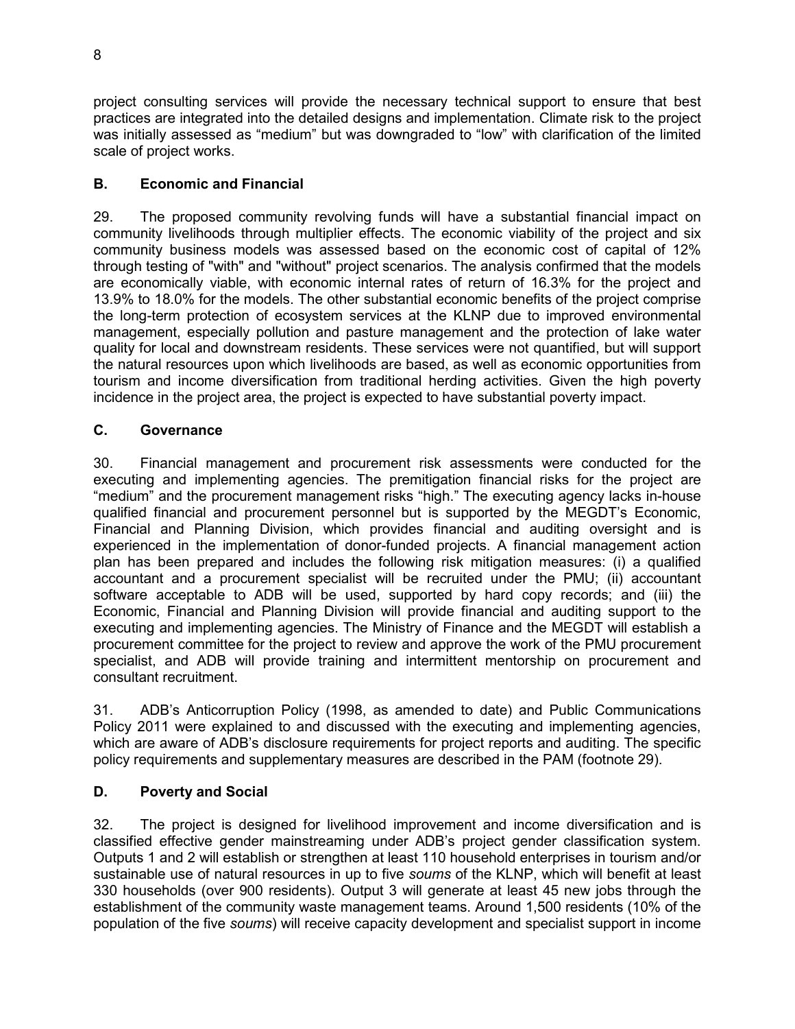project consulting services will provide the necessary technical support to ensure that best practices are integrated into the detailed designs and implementation. Climate risk to the project was initially assessed as "medium" but was downgraded to "low" with clarification of the limited scale of project works.

### B. Economic and Financial

29. The proposed community revolving funds will have a substantial financial impact on community livelihoods through multiplier effects. The economic viability of the project and six community business models was assessed based on the economic cost of capital of 12% through testing of "with" and "without" project scenarios. The analysis confirmed that the models are economically viable, with economic internal rates of return of 16.3% for the project and 13.9% to 18.0% for the models. The other substantial economic benefits of the project comprise the long-term protection of ecosystem services at the KLNP due to improved environmental management, especially pollution and pasture management and the protection of lake water quality for local and downstream residents. These services were not quantified, but will support the natural resources upon which livelihoods are based, as well as economic opportunities from tourism and income diversification from traditional herding activities. Given the high poverty incidence in the project area, the project is expected to have substantial poverty impact.

### C. Governance

30. Financial management and procurement risk assessments were conducted for the executing and implementing agencies. The premitigation financial risks for the project are "medium" and the procurement management risks "high." The executing agency lacks in-house qualified financial and procurement personnel but is supported by the MEGDT's Economic, Financial and Planning Division, which provides financial and auditing oversight and is experienced in the implementation of donor-funded projects. A financial management action plan has been prepared and includes the following risk mitigation measures: (i) a qualified accountant and a procurement specialist will be recruited under the PMU; (ii) accountant software acceptable to ADB will be used, supported by hard copy records; and (iii) the Economic, Financial and Planning Division will provide financial and auditing support to the executing and implementing agencies. The Ministry of Finance and the MEGDT will establish a procurement committee for the project to review and approve the work of the PMU procurement specialist, and ADB will provide training and intermittent mentorship on procurement and consultant recruitment.

31. ADB's Anticorruption Policy (1998, as amended to date) and Public Communications Policy 2011 were explained to and discussed with the executing and implementing agencies, which are aware of ADB's disclosure requirements for project reports and auditing. The specific policy requirements and supplementary measures are described in the PAM (footnote 29).

### D. Poverty and Social

32. The project is designed for livelihood improvement and income diversification and is classified effective gender mainstreaming under ADB's project gender classification system. Outputs 1 and 2 will establish or strengthen at least 110 household enterprises in tourism and/or sustainable use of natural resources in up to five *soums* of the KLNP, which will benefit at least 330 households (over 900 residents). Output 3 will generate at least 45 new jobs through the establishment of the community waste management teams. Around 1,500 residents (10% of the population of the five *soums*) will receive capacity development and specialist support in income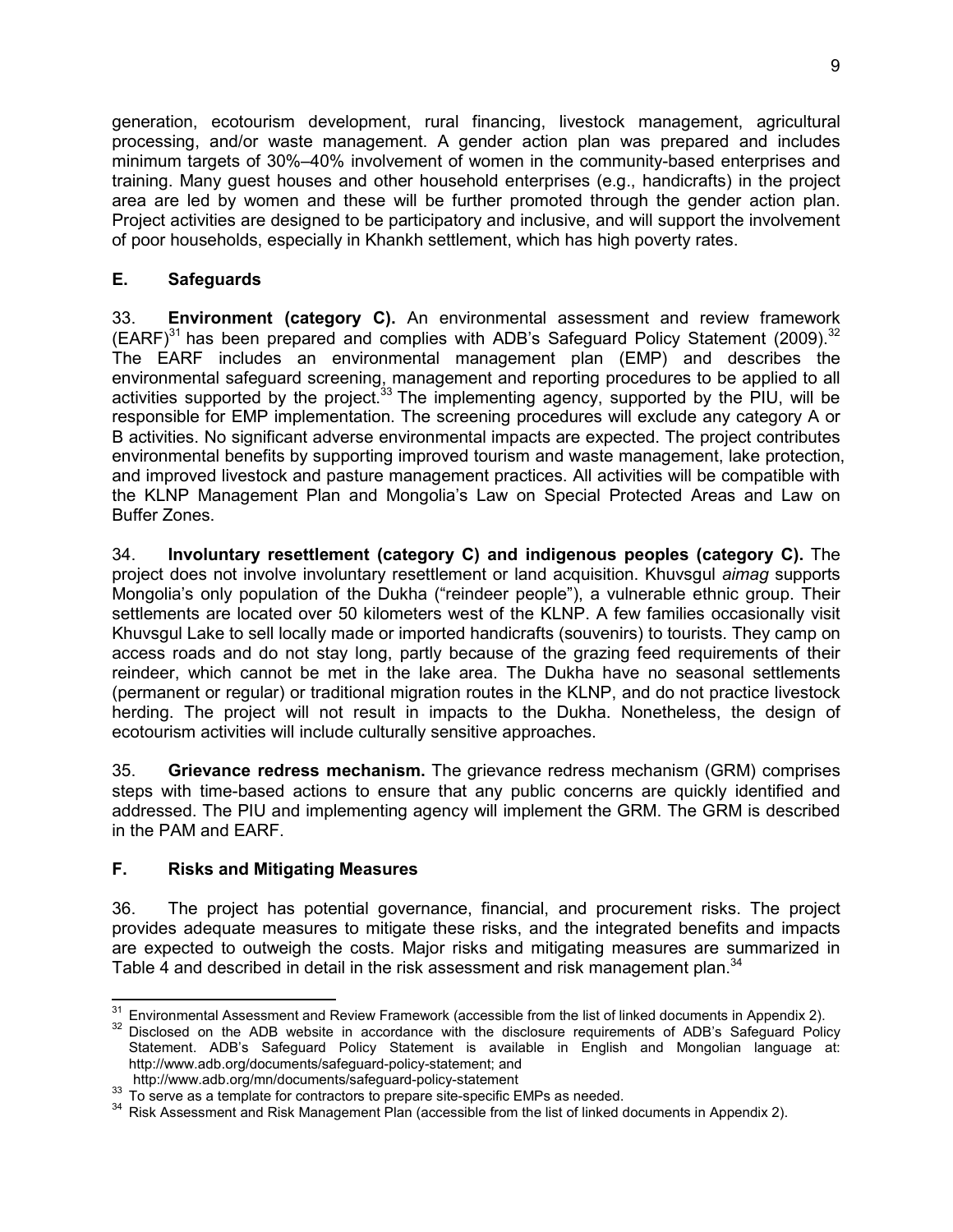generation, ecotourism development, rural financing, livestock management, agricultural processing, and/or waste management. A gender action plan was prepared and includes minimum targets of 30%–40% involvement of women in the community-based enterprises and training. Many guest houses and other household enterprises (e.g., handicrafts) in the project area are led by women and these will be further promoted through the gender action plan. Project activities are designed to be participatory and inclusive, and will support the involvement of poor households, especially in Khankh settlement, which has high poverty rates.

## E. Safeguards

33. **Environment (category C).** An environmental assessment and review framework (EARF)[31] has been prepared and complies with ADB's Safeguard Policy Statement (2009).[32] The EARF includes an environmental management plan (EMP) and describes the environmental safeguard screening, management and reporting procedures to be applied to all activities supported by the project.[33] The implementing agency, supported by the PIU, will be responsible for EMP implementation. The screening procedures will exclude any category A or B activities. No significant adverse environmental impacts are expected. The project contributes environmental benefits by supporting improved tourism and waste management, lake protection, and improved livestock and pasture management practices. All activities will be compatible with the KLNP Management Plan and Mongolia's Law on Special Protected Areas and Law on Buffer Zones.

34. **Involuntary resettlement (category C) and indigenous peoples (category C).** The project does not involve involuntary resettlement or land acquisition. Khuvsgul *aimag* supports Mongolia's only population of the Dukha ("reindeer people"), a vulnerable ethnic group. Their settlements are located over 50 kilometers west of the KLNP. A few families occasionally visit Khuvsgul Lake to sell locally made or imported handicrafts (souvenirs) to tourists. They camp on access roads and do not stay long, partly because of the grazing feed requirements of their reindeer, which cannot be met in the lake area. The Dukha have no seasonal settlements (permanent or regular) or traditional migration routes in the KLNP, and do not practice livestock herding. The project will not result in impacts to the Dukha. Nonetheless, the design of ecotourism activities will include culturally sensitive approaches.

35. **Grievance redress mechanism.** The grievance redress mechanism (GRM) comprises steps with time-based actions to ensure that any public concerns are quickly identified and addressed. The PIU and implementing agency will implement the GRM. The GRM is described in the PAM and EARF.

## F. Risks and Mitigating Measures

36. The project has potential governance, financial, and procurement risks. The project provides adequate measures to mitigate these risks, and the integrated benefits and impacts are expected to outweigh the costs. Major risks and mitigating measures are summarized in Table 4 and described in detail in the risk assessment and risk management plan.[34]

---

[31] Environmental Assessment and Review Framework (accessible from the list of linked documents in Appendix 2).

[32] Disclosed on the ADB website in accordance with the disclosure requirements of ADB's Safeguard Policy Statement. ADB's Safeguard Policy Statement is available in English and Mongolian language at: http://www.adb.org/documents/safeguard-policy-statement; and http://www.adb.org/mn/documents/safeguard-policy-statement

[33] To serve as a template for contractors to prepare site-specific EMPs as needed.

[34] Risk Assessment and Risk Management Plan (accessible from the list of linked documents in Appendix 2).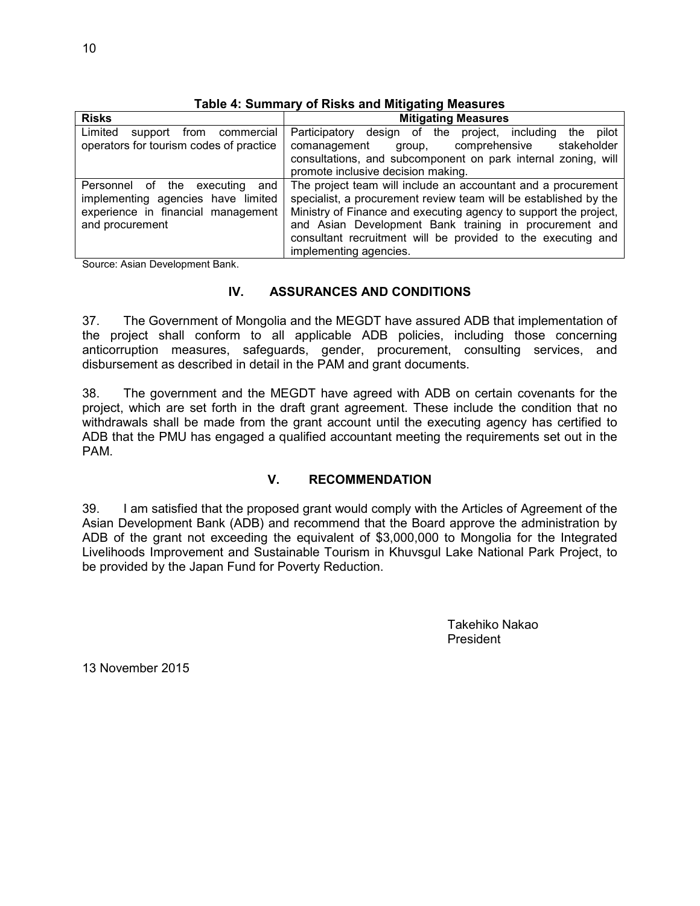**Table 4: Summary of Risks and Mitigating Measures**

| Risks | Mitigating Measures |
|---|---|
| Limited support from commercial operators for tourism codes of practice | Participatory design of the project, including the pilot comanagement group, comprehensive stakeholder consultations, and subcomponent on park internal zoning, will promote inclusive decision making. |
| Personnel of the executing and implementing agencies have limited experience in financial management and procurement | The project team will include an accountant and a procurement specialist, a procurement review team will be established by the Ministry of Finance and executing agency to support the project, and Asian Development Bank training in procurement and consultant recruitment will be provided to the executing and implementing agencies. |

Source: Asian Development Bank.

## IV. ASSURANCES AND CONDITIONS

37. The Government of Mongolia and the MEGDT have assured ADB that implementation of the project shall conform to all applicable ADB policies, including those concerning anticorruption measures, safeguards, gender, procurement, consulting services, and disbursement as described in detail in the PAM and grant documents.

38. The government and the MEGDT have agreed with ADB on certain covenants for the project, which are set forth in the draft grant agreement. These include the condition that no withdrawals shall be made from the grant account until the executing agency has certified to ADB that the PMU has engaged a qualified accountant meeting the requirements set out in the PAM.

## V. RECOMMENDATION

39. I am satisfied that the proposed grant would comply with the Articles of Agreement of the Asian Development Bank (ADB) and recommend that the Board approve the administration by ADB of the grant not exceeding the equivalent of $3,000,000 to Mongolia for the Integrated Livelihoods Improvement and Sustainable Tourism in Khuvsgul Lake National Park Project, to be provided by the Japan Fund for Poverty Reduction.

Takehiko Nakao
President

13 November 2015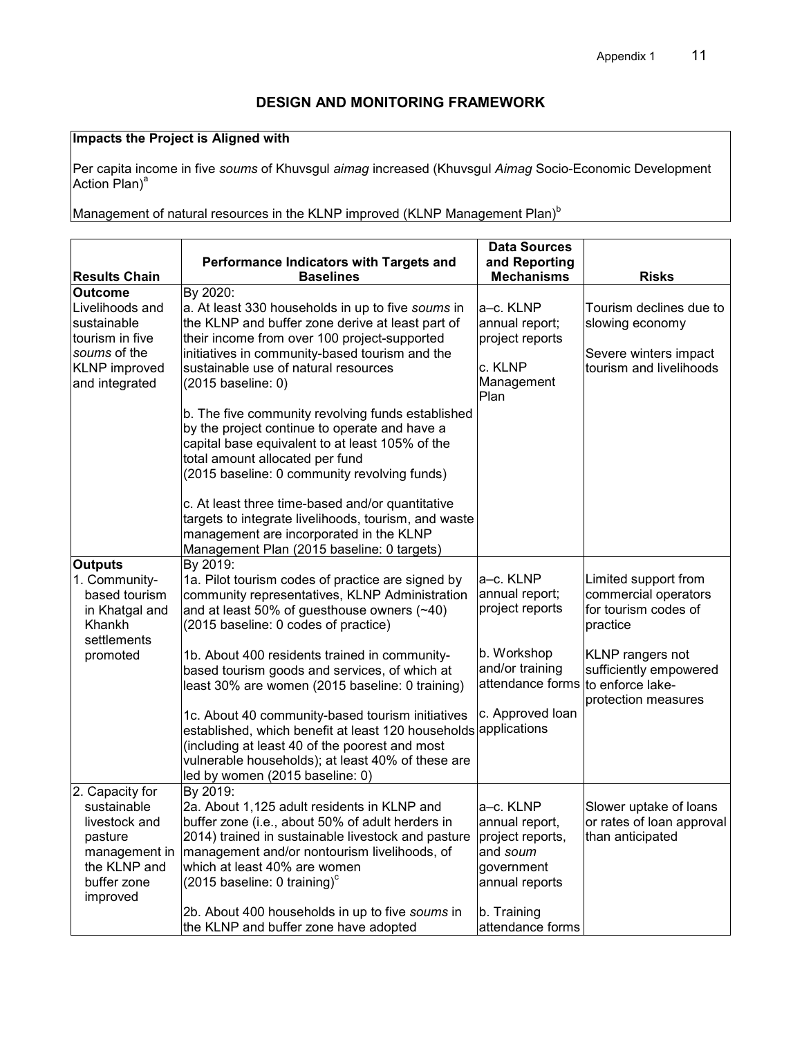## DESIGN AND MONITORING FRAMEWORK

| **Impacts the Project is Aligned with** |
|---|
| Per capita income in five *soums* of Khuvsgul *aimag* increased (Khuvsgul *Aimag* Socio-Economic Development Action Plan)[a]<br><br>Management of natural resources in the KLNP improved (KLNP Management Plan)[b] |

| Results Chain | Performance Indicators with Targets and Baselines | Data Sources and Reporting Mechanisms | Risks |
|---|---|---|---|
| **Outcome**<br>Livelihoods and sustainable tourism in five *soums* of the KLNP improved and integrated | By 2020:<br>a. At least 330 households in up to five *soums* in the KLNP and buffer zone derive at least part of their income from over 100 project-supported initiatives in community-based tourism and the sustainable use of natural resources (2015 baseline: 0)<br><br>b. The five community revolving funds established by the project continue to operate and have a capital base equivalent to at least 105% of the total amount allocated per fund (2015 baseline: 0 community revolving funds)<br><br>c. At least three time-based and/or quantitative targets to integrate livelihoods, tourism, and waste management are incorporated in the KLNP Management Plan (2015 baseline: 0 targets) | a–c. KLNP annual report; project reports<br><br>c. KLNP Management Plan | Tourism declines due to slowing economy<br><br>Severe winters impact tourism and livelihoods |
| **Outputs**<br>1. Community-based tourism in Khatgal and Khankh settlements promoted | By 2019:<br>1a. Pilot tourism codes of practice are signed by community representatives, KLNP Administration and at least 50% of guesthouse owners (~40) (2015 baseline: 0 codes of practice)<br><br>1b. About 400 residents trained in community-based tourism goods and services, of which at least 30% are women (2015 baseline: 0 training)<br><br>1c. About 40 community-based tourism initiatives established, which benefit at least 120 households (including at least 40 of the poorest and most vulnerable households); at least 40% of these are led by women (2015 baseline: 0) | a–c. KLNP annual report; project reports<br><br>b. Workshop and/or training attendance forms<br><br>c. Approved loan applications | Limited support from commercial operators for tourism codes of practice<br><br>KLNP rangers not sufficiently empowered to enforce lake-protection measures |
| 2. Capacity for sustainable livestock and pasture management in the KLNP and buffer zone improved | By 2019:<br>2a. About 1,125 adult residents in KLNP and buffer zone (i.e., about 50% of adult herders in 2014) trained in sustainable livestock and pasture management and/or nontourism livelihoods, of which at least 40% are women (2015 baseline: 0 training)[c]<br><br>2b. About 400 households in up to five *soums* in the KLNP and buffer zone have adopted | a–c. KLNP annual report, project reports, and *soum* government annual reports<br><br>b. Training attendance forms | Slower uptake of loans or rates of loan approval than anticipated |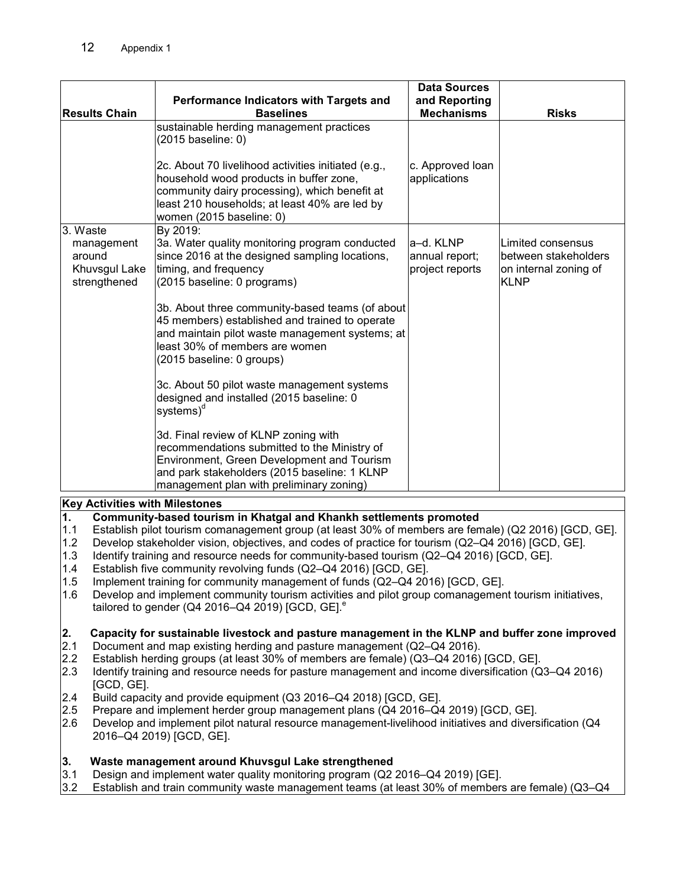| Results Chain | Performance Indicators with Targets and Baselines | Data Sources and Reporting Mechanisms | Risks |
|---|---|---|---|
| | sustainable herding management practices (2015 baseline: 0)<br><br>2c. About 70 livelihood activities initiated (e.g., household wood products in buffer zone, community dairy processing), which benefit at least 210 households; at least 40% are led by women (2015 baseline: 0) | <br><br>c. Approved loan applications | |
| 3. Waste management around Khuvsgul Lake strengthened | By 2019:<br>3a. Water quality monitoring program conducted since 2016 at the designed sampling locations, timing, and frequency<br>(2015 baseline: 0 programs)<br><br>3b. About three community-based teams (of about 45 members) established and trained to operate and maintain pilot waste management systems; at least 30% of members are women<br>(2015 baseline: 0 groups)<br><br>3c. About 50 pilot waste management systems designed and installed (2015 baseline: 0 systems)[d]<br><br>3d. Final review of KLNP zoning with recommendations submitted to the Ministry of Environment, Green Development and Tourism and park stakeholders (2015 baseline: 1 KLNP management plan with preliminary zoning) | a–d. KLNP annual report; project reports | Limited consensus between stakeholders on internal zoning of KLNP |

**Key Activities with Milestones**

**1. Community-based tourism in Khatgal and Khankh settlements promoted**

1.1 Establish pilot tourism comanagement group (at least 30% of members are female) (Q2 2016) [GCD, GE].
1.2 Develop stakeholder vision, objectives, and codes of practice for tourism (Q2–Q4 2016) [GCD, GE].
1.3 Identify training and resource needs for community-based tourism (Q2–Q4 2016) [GCD, GE].
1.4 Establish five community revolving funds (Q2–Q4 2016) [GCD, GE].
1.5 Implement training for community management of funds (Q2–Q4 2016) [GCD, GE].
1.6 Develop and implement community tourism activities and pilot group comanagement tourism initiatives, tailored to gender (Q4 2016–Q4 2019) [GCD, GE].[e]

**2. Capacity for sustainable livestock and pasture management in the KLNP and buffer zone improved**

2.1 Document and map existing herding and pasture management (Q2–Q4 2016).
2.2 Establish herding groups (at least 30% of members are female) (Q3–Q4 2016) [GCD, GE].
2.3 Identify training and resource needs for pasture management and income diversification (Q3–Q4 2016) [GCD, GE].
2.4 Build capacity and provide equipment (Q3 2016–Q4 2018) [GCD, GE].
2.5 Prepare and implement herder group management plans (Q4 2016–Q4 2019) [GCD, GE].
2.6 Develop and implement pilot natural resource management-livelihood initiatives and diversification (Q4 2016–Q4 2019) [GCD, GE].

**3. Waste management around Khuvsgul Lake strengthened**

3.1 Design and implement water quality monitoring program (Q2 2016–Q4 2019) [GE].
3.2 Establish and train community waste management teams (at least 30% of members are female) (Q3–Q4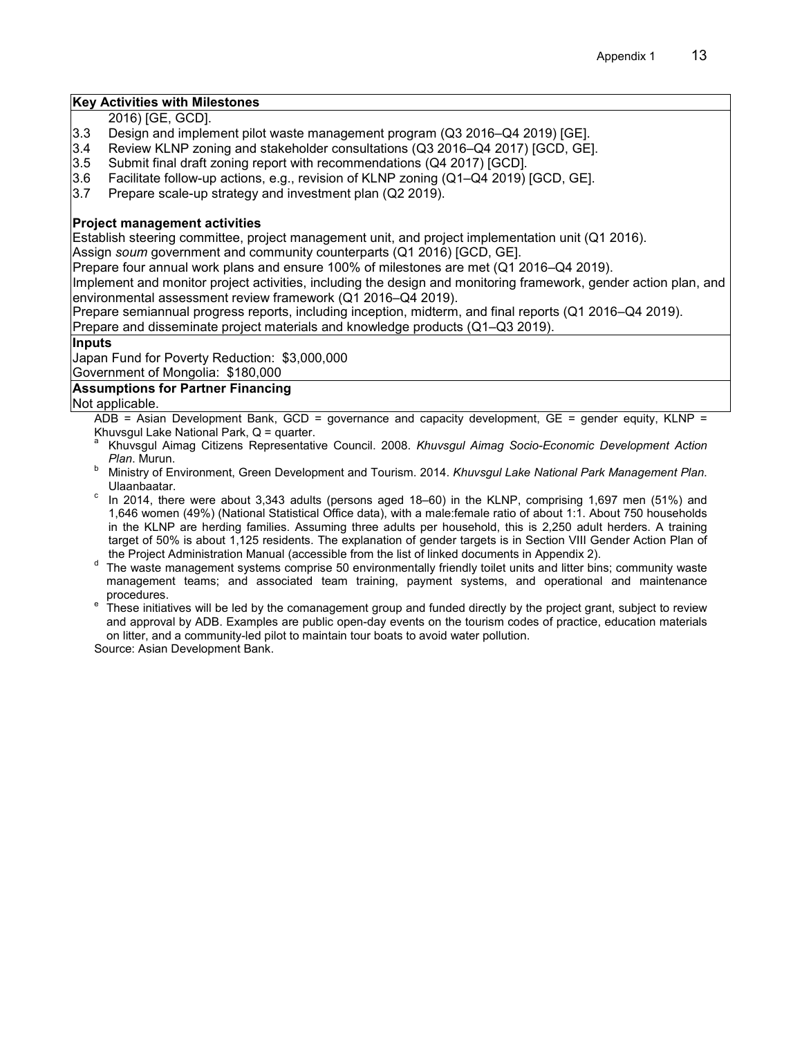**Key Activities with Milestones**

2016) [GE, GCD].

3.3 Design and implement pilot waste management program (Q3 2016–Q4 2019) [GE].
3.4 Review KLNP zoning and stakeholder consultations (Q3 2016–Q4 2017) [GCD, GE].
3.5 Submit final draft zoning report with recommendations (Q4 2017) [GCD].
3.6 Facilitate follow-up actions, e.g., revision of KLNP zoning (Q1–Q4 2019) [GCD, GE].
3.7 Prepare scale-up strategy and investment plan (Q2 2019).

**Project management activities**

Establish steering committee, project management unit, and project implementation unit (Q1 2016).
Assign *soum* government and community counterparts (Q1 2016) [GCD, GE].
Prepare four annual work plans and ensure 100% of milestones are met (Q1 2016–Q4 2019).
Implement and monitor project activities, including the design and monitoring framework, gender action plan, and environmental assessment review framework (Q1 2016–Q4 2019).
Prepare semiannual progress reports, including inception, midterm, and final reports (Q1 2016–Q4 2019).
Prepare and disseminate project materials and knowledge products (Q1–Q3 2019).

**Inputs**

Japan Fund for Poverty Reduction: $3,000,000
Government of Mongolia: $180,000

**Assumptions for Partner Financing**

Not applicable.

ADB = Asian Development Bank, GCD = governance and capacity development, GE = gender equity, KLNP = Khuvsgul Lake National Park, Q = quarter.

[a] Khuvsgul Aimag Citizens Representative Council. 2008. *Khuvsgul Aimag Socio-Economic Development Action Plan*. Murun.

[b] Ministry of Environment, Green Development and Tourism. 2014. *Khuvsgul Lake National Park Management Plan*. Ulaanbaatar.

[c] In 2014, there were about 3,343 adults (persons aged 18–60) in the KLNP, comprising 1,697 men (51%) and 1,646 women (49%) (National Statistical Office data), with a male:female ratio of about 1:1. About 750 households in the KLNP are herding families. Assuming three adults per household, this is 2,250 adult herders. A training target of 50% is about 1,125 residents. The explanation of gender targets is in Section VIII Gender Action Plan of the Project Administration Manual (accessible from the list of linked documents in Appendix 2).

[d] The waste management systems comprise 50 environmentally friendly toilet units and litter bins; community waste management teams; and associated team training, payment systems, and operational and maintenance procedures.

[e] These initiatives will be led by the comanagement group and funded directly by the project grant, subject to review and approval by ADB. Examples are public open-day events on the tourism codes of practice, education materials on litter, and a community-led pilot to maintain tour boats to avoid water pollution.

Source: Asian Development Bank.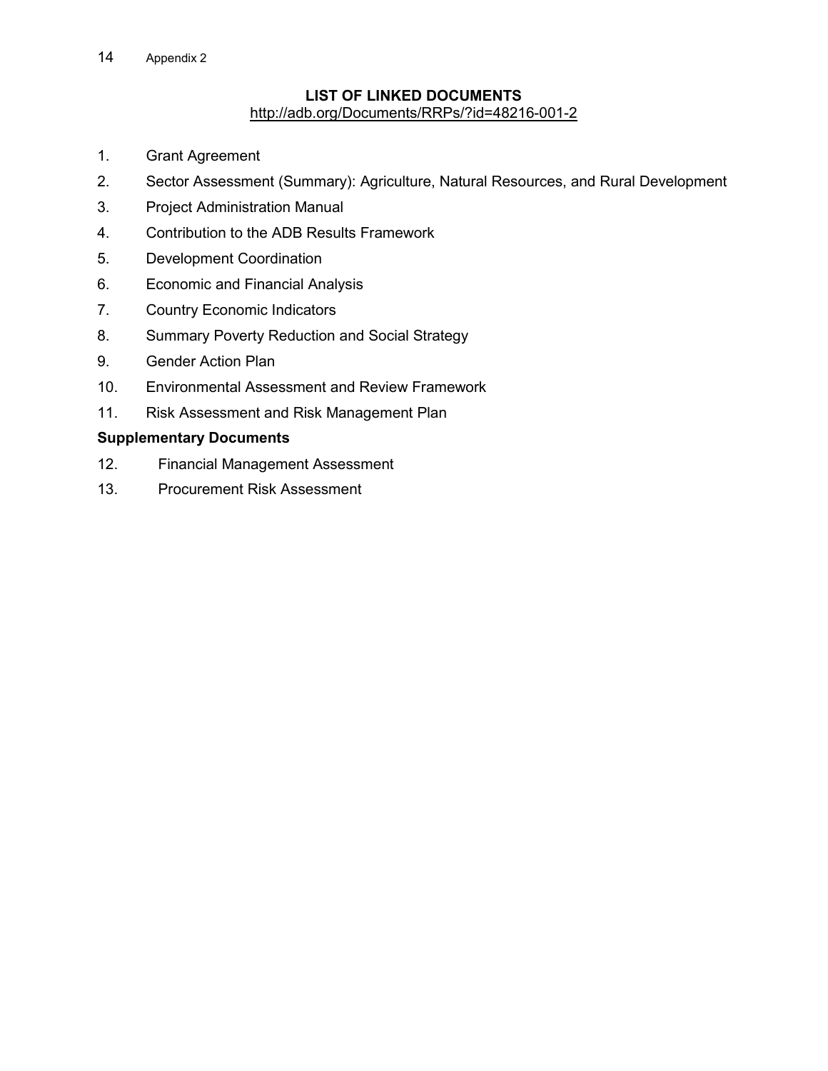## LIST OF LINKED DOCUMENTS

http://adb.org/Documents/RRPs/?id=48216-001-2

1. Grant Agreement
2. Sector Assessment (Summary): Agriculture, Natural Resources, and Rural Development
3. Project Administration Manual
4. Contribution to the ADB Results Framework
5. Development Coordination
6. Economic and Financial Analysis
7. Country Economic Indicators
8. Summary Poverty Reduction and Social Strategy
9. Gender Action Plan
10. Environmental Assessment and Review Framework
11. Risk Assessment and Risk Management Plan

**Supplementary Documents**

12. Financial Management Assessment
13. Procurement Risk Assessment